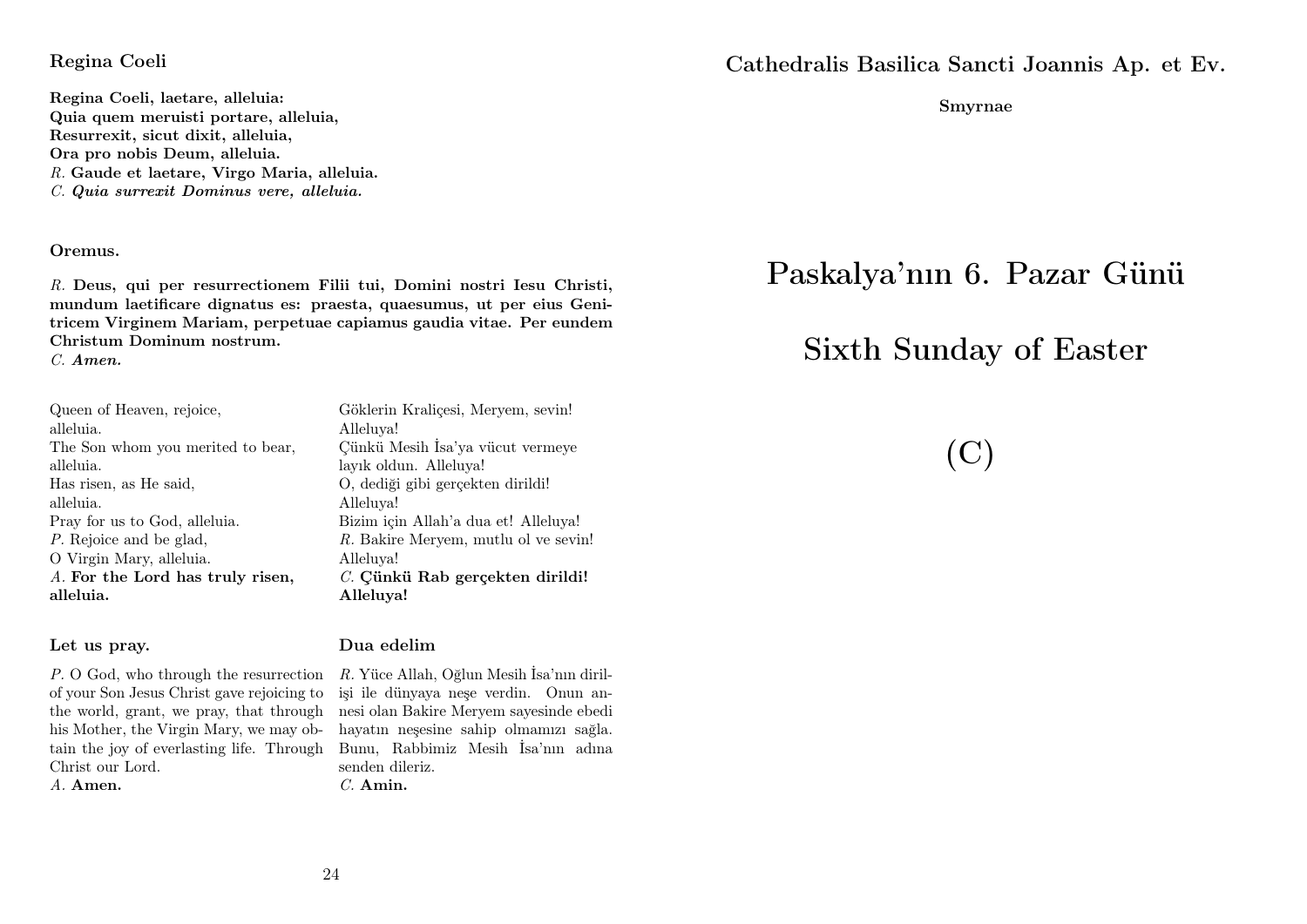### Regina Coeli

**Regina Coeli, laetare, alleluia:**
**Quia quem meruisti portare, alleluia,**
**Resurrexit, sicut dixit, alleluia,**
**Ora pro nobis Deum, alleluia.**
*R.* **Gaude et laetare, Virgo Maria, alleluia.**
*C.* ***Quia surrexit Dominus vere, alleluia.***

**Oremus.**

*R.* **Deus, qui per resurrectionem Filii tui, Domini nostri Iesu Christi, mundum laetificare dignatus es: praesta, quaesumus, ut per eius Genitricem Virginem Mariam, perpetuae capiamus gaudia vitae. Per eundem Christum Dominum nostrum.**
*C.* ***Amen.***

Queen of Heaven, rejoice,
alleluia.
The Son whom you merited to bear,
alleluia.
Has risen, as He said,
alleluia.
Pray for us to God, alleluia.
*P.* Rejoice and be glad,
O Virgin Mary, alleluia.
*A.* **For the Lord has truly risen, alleluia.**

Göklerin Kraliçesi, Meryem, sevin!
Alleluya!
Çünkü Mesih İsa'ya vücut vermeye
layık oldun. Alleluya!
O, dediği gibi gerçekten dirildi!
Alleluya!
Bizim için Allah'a dua et! Alleluya!
*R.* Bakire Meryem, mutlu ol ve sevin!
Alleluya!
*C.* **Çünkü Rab gerçekten dirildi! Alleluya!**

**Let us pray.**

*P.* O God, who through the resurrection of your Son Jesus Christ gave rejoicing to the world, grant, we pray, that through his Mother, the Virgin Mary, we may obtain the joy of everlasting life. Through Christ our Lord.
*A.* **Amen.**

**Dua edelim**

*R.* Yüce Allah, Oğlun Mesih İsa'nın dirilişi ile dünyaya neşe verdin. Onun annesi olan Bakire Meryem sayesinde ebedi hayatın neşesine sahip olmamızı sağla. Bunu, Rabbimiz Mesih İsa'nın adına senden dileriz.
*C.* **Amin.**

## Cathedralis Basilica Sancti Joannis Ap. et Ev.

**Smyrnae**

# Paskalya'nın 6. Pazar Günü

# Sixth Sunday of Easter

# (C)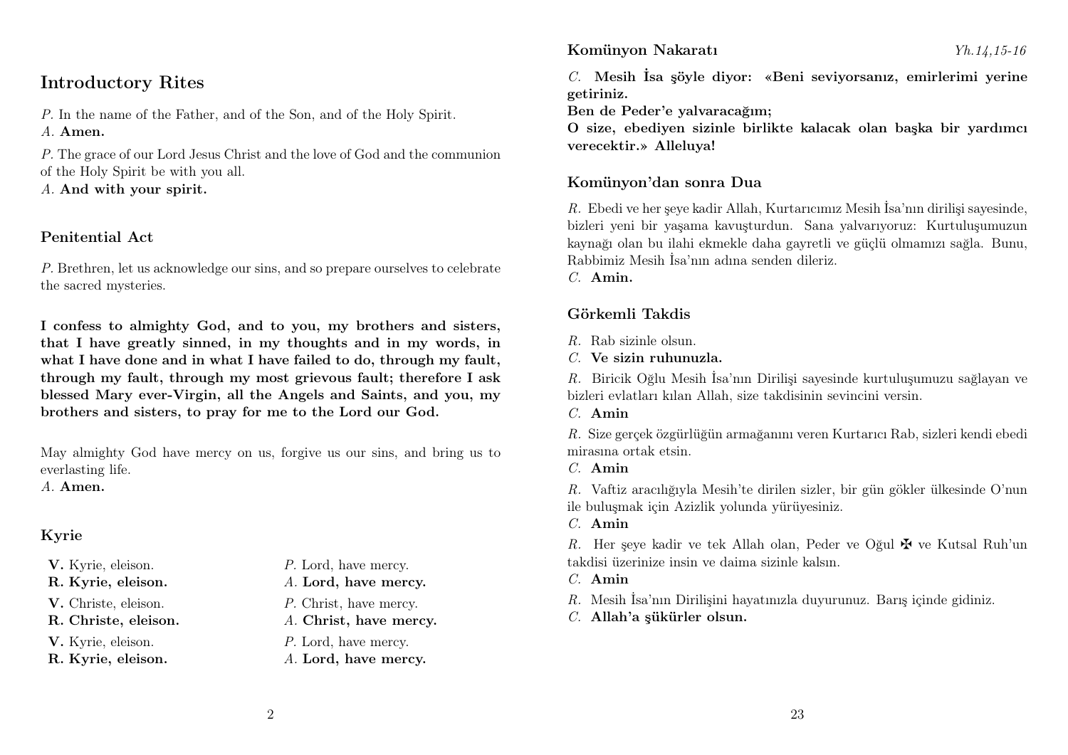## Introductory Rites

*P.* In the name of the Father, and of the Son, and of the Holy Spirit.
*A.* **Amen.**

*P.* The grace of our Lord Jesus Christ and the love of God and the communion of the Holy Spirit be with you all.
*A.* **And with your spirit.**

### Penitential Act

*P.* Brethren, let us acknowledge our sins, and so prepare ourselves to celebrate the sacred mysteries.

**I confess to almighty God, and to you, my brothers and sisters, that I have greatly sinned, in my thoughts and in my words, in what I have done and in what I have failed to do, through my fault, through my fault, through my most grievous fault; therefore I ask blessed Mary ever-Virgin, all the Angels and Saints, and you, my brothers and sisters, to pray for me to the Lord our God.**

May almighty God have mercy on us, forgive us our sins, and bring us to everlasting life.
*A.* **Amen.**

### Kyrie

**V.** Kyrie, eleison.
**R. Kyrie, eleison.**
**V.** Christe, eleison.
**R. Christe, eleison.**
**V.** Kyrie, eleison.
**R. Kyrie, eleison.**

*P.* Lord, have mercy.
*A.* **Lord, have mercy.**
*P.* Christ, have mercy.
*A.* **Christ, have mercy.**
*P.* Lord, have mercy.
*A.* **Lord, have mercy.**

### Komünyon Nakaratı

*Yh.14,15-16*

*C.* **Mesih İsa şöyle diyor: «Beni seviyorsanız, emirlerimi yerine getiriniz.
Ben de Peder'e yalvaracağım;
O size, ebediyen sizinle birlikte kalacak olan başka bir yardımcı verecektir.» Alleluya!**

### Komünyon'dan sonra Dua

*R.* Ebedi ve her şeye kadir Allah, Kurtarıcımız Mesih İsa'nın dirilişi sayesinde, bizleri yeni bir yaşama kavuşturdun. Sana yalvarıyoruz: Kurtuluşumuzun kaynağı olan bu ilahi ekmekle daha gayretli ve güçlü olmamızı sağla. Bunu, Rabbimiz Mesih İsa'nın adına senden dileriz.
*C.* **Amin.**

### Görkemli Takdis

*R.* Rab sizinle olsun.
*C.* **Ve sizin ruhunuzla.**

*R.* Biricik Oğlu Mesih İsa'nın Dirilişi sayesinde kurtuluşumuzu sağlayan ve bizleri evlatları kılan Allah, size takdisinin sevincini versin.
*C.* **Amin**

*R.* Size gerçek özgürlüğün armağanımı veren Kurtarıcı Rab, sizleri kendi ebedi mirasına ortak etsin.
*C.* **Amin**

*R.* Vaftiz aracılığıyla Mesih'te dirilen sizler, bir gün gökler ülkesinde O'nun ile buluşmak için Azizlik yolunda yürüyesiniz.
*C.* **Amin**

*R.* Her şeye kadir ve tek Allah olan, Peder ve Oğul ✠ ve Kutsal Ruh'un takdisi üzerinize insin ve daima sizinle kalsın.
*C.* **Amin**

*R.* Mesih İsa'nın Dirilişini hayatınızla duyurunuz. Barış içinde gidiniz.
*C.* **Allah'a şükürler olsun.**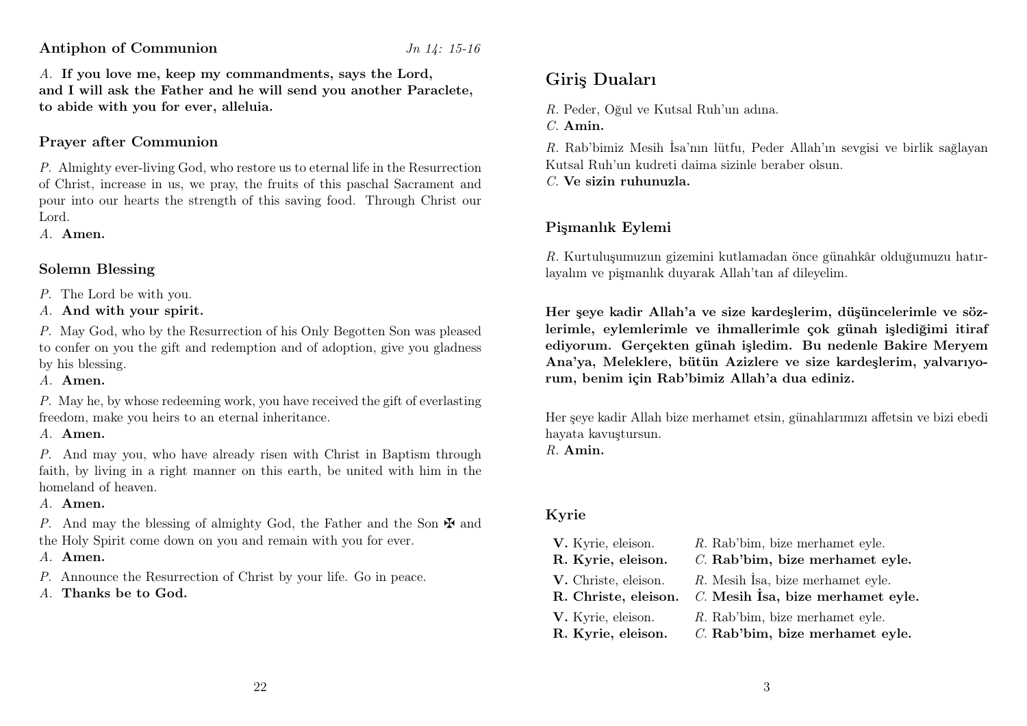### Antiphon of Communion

*Jn 14: 15-16*

*A.* **If you love me, keep my commandments, says the Lord, and I will ask the Father and he will send you another Paraclete, to abide with you for ever, alleluia.**

### Prayer after Communion

*P.* Almighty ever-living God, who restore us to eternal life in the Resurrection of Christ, increase in us, we pray, the fruits of this paschal Sacrament and pour into our hearts the strength of this saving food. Through Christ our Lord.
*A.* **Amen.**

### Solemn Blessing

*P.* The Lord be with you.
*A.* **And with your spirit.**

*P.* May God, who by the Resurrection of his Only Begotten Son was pleased to confer on you the gift and redemption and of adoption, give you gladness by his blessing.
*A.* **Amen.**

*P.* May he, by whose redeeming work, you have received the gift of everlasting freedom, make you heirs to an eternal inheritance.
*A.* **Amen.**

*P.* And may you, who have already risen with Christ in Baptism through faith, by living in a right manner on this earth, be united with him in the homeland of heaven.
*A.* **Amen.**

*P.* And may the blessing of almighty God, the Father and the Son ✠ and the Holy Spirit come down on you and remain with you for ever.
*A.* **Amen.**

*P.* Announce the Resurrection of Christ by your life. Go in peace.
*A.* **Thanks be to God.**

## Giriş Duaları

*R.* Peder, Oğul ve Kutsal Ruh'un adına.
*C.* **Amin.**

*R.* Rab'bimiz Mesih İsa'nın lütfu, Peder Allah'ın sevgisi ve birlik sağlayan Kutsal Ruh'un kudreti daima sizinle beraber olsun.
*C.* **Ve sizin ruhunuzla.**

### Pişmanlık Eylemi

*R.* Kurtuluşumuzun gizemini kutlamadan önce günahkâr olduğumuzu hatırlayalım ve pişmanlık duyarak Allah'tan af dileyelim.

**Her şeye kadir Allah'a ve size kardeşlerim, düşüncelerimle ve sözlerimle, eylemlerimle ve ihmallerimle çok günah işlediğimi itiraf ediyorum. Gerçekten günah işledim. Bu nedenle Bakire Meryem Ana'ya, Meleklere, bütün Azizlere ve size kardeşlerim, yalvarıyorum, benim için Rab'bimiz Allah'a dua ediniz.**

Her şeye kadir Allah bize merhamet etsin, günahlarımızı affetsin ve bizi ebedi hayata kavuştursun.
*R.* **Amin.**

### Kyrie

| | |
|---|---|
| **V.** Kyrie, eleison. | *R.* Rab'bim, bize merhamet eyle. |
| **R. Kyrie, eleison.** | *C.* **Rab'bim, bize merhamet eyle.** |
| **V.** Christe, eleison. | *R.* Mesih İsa, bize merhamet eyle. |
| **R. Christe, eleison.** | *C.* **Mesih İsa, bize merhamet eyle.** |
| **V.** Kyrie, eleison. | *R.* Rab'bim, bize merhamet eyle. |
| **R. Kyrie, eleison.** | *C.* **Rab'bim, bize merhamet eyle.** |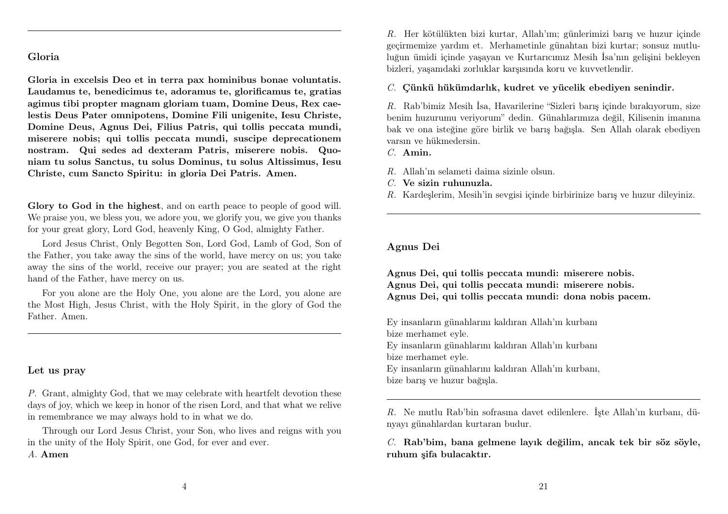## Gloria

**Gloria in excelsis Deo et in terra pax hominibus bonae voluntatis. Laudamus te, benedicimus te, adoramus te, glorificamus te, gratias agimus tibi propter magnam gloriam tuam, Domine Deus, Rex caelestis Deus Pater omnipotens, Domine Fili unigenite, Iesu Christe, Domine Deus, Agnus Dei, Filius Patris, qui tollis peccata mundi, miserere nobis; qui tollis peccata mundi, suscipe deprecationem nostram. Qui sedes ad dexteram Patris, miserere nobis. Quoniam tu solus Sanctus, tu solus Dominus, tu solus Altissimus, Iesu Christe, cum Sancto Spiritu: in gloria Dei Patris. Amen.**

**Glory to God in the highest**, and on earth peace to people of good will. We praise you, we bless you, we adore you, we glorify you, we give you thanks for your great glory, Lord God, heavenly King, O God, almighty Father.

Lord Jesus Christ, Only Begotten Son, Lord God, Lamb of God, Son of the Father, you take away the sins of the world, have mercy on us; you take away the sins of the world, receive our prayer; you are seated at the right hand of the Father, have mercy on us.

For you alone are the Holy One, you alone are the Lord, you alone are the Most High, Jesus Christ, with the Holy Spirit, in the glory of God the Father. Amen.

---

## Let us pray

*P.* Grant, almighty God, that we may celebrate with heartfelt devotion these days of joy, which we keep in honor of the risen Lord, and that what we relive in remembrance we may always hold to in what we do.

Through our Lord Jesus Christ, your Son, who lives and reigns with you in the unity of the Holy Spirit, one God, for ever and ever.
*A.* **Amen**

*R.* Her kötülükten bizi kurtar, Allah'ım; günlerimizi barış ve huzur içinde geçirmemize yardım et. Merhametinle günahtan bizi kurtar; sonsuz mutluluğun ümidi içinde yaşayan ve Kurtarıcımız Mesih İsa'nın gelişini bekleyen bizleri, yaşamdaki zorluklar karşısında koru ve kuvvetlendir.

*C.* **Çünkü hükümdarlık, kudret ve yücelik ebediyen senindir.**

*R.* Rab'bimiz Mesih İsa, Havarilerine "Sizleri barış içinde bırakıyorum, size benim huzurumu veriyorum" dedin. Günahlarımıza değil, Kilisenin imanına bak ve ona isteğine göre birlik ve barış bağışla. Sen Allah olarak ebediyen varsın ve hükmedersin.
*C.* **Amin.**

*R.* Allah'ın selameti daima sizinle olsun.
*C.* **Ve sizin ruhunuzla.**
*R.* Kardeşlerim, Mesih'in sevgisi içinde birbirinize barış ve huzur dileyiniz.

---

## Agnus Dei

**Agnus Dei, qui tollis peccata mundi: miserere nobis.**
**Agnus Dei, qui tollis peccata mundi: miserere nobis.**
**Agnus Dei, qui tollis peccata mundi: dona nobis pacem.**

Ey insanların günahlarını kaldıran Allah'ın kurbanı
bize merhamet eyle.
Ey insanların günahlarını kaldıran Allah'ın kurbanı
bize merhamet eyle.
Ey insanların günahlarını kaldıran Allah'ın kurbanı,
bize barış ve huzur bağışla.

---

*R.* Ne mutlu Rab'bin sofrasına davet edilenlere. İşte Allah'ın kurbanı, dünyayı günahlardan kurtaran budur.

*C.* **Rab'bim, bana gelmene layık değilim, ancak tek bir söz söyle, ruhum şifa bulacaktır.**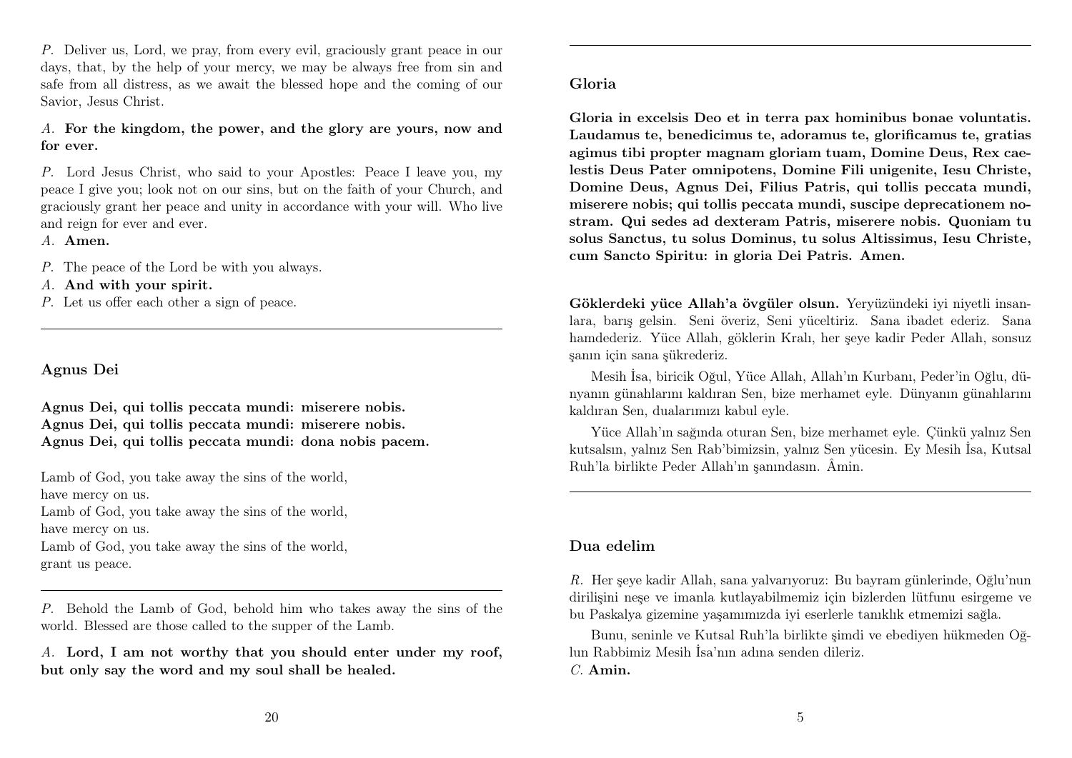*P.* Deliver us, Lord, we pray, from every evil, graciously grant peace in our days, that, by the help of your mercy, we may be always free from sin and safe from all distress, as we await the blessed hope and the coming of our Savior, Jesus Christ.

*A.* **For the kingdom, the power, and the glory are yours, now and for ever.**

*P.* Lord Jesus Christ, who said to your Apostles: Peace I leave you, my peace I give you; look not on our sins, but on the faith of your Church, and graciously grant her peace and unity in accordance with your will. Who live and reign for ever and ever.
*A.* **Amen.**

*P.* The peace of the Lord be with you always.
*A.* **And with your spirit.**
*P.* Let us offer each other a sign of peace.

---

### Agnus Dei

**Agnus Dei, qui tollis peccata mundi: miserere nobis.**
**Agnus Dei, qui tollis peccata mundi: miserere nobis.**
**Agnus Dei, qui tollis peccata mundi: dona nobis pacem.**

Lamb of God, you take away the sins of the world,
have mercy on us.
Lamb of God, you take away the sins of the world,
have mercy on us.
Lamb of God, you take away the sins of the world,
grant us peace.

---

*P.* Behold the Lamb of God, behold him who takes away the sins of the world. Blessed are those called to the supper of the Lamb.

*A.* **Lord, I am not worthy that you should enter under my roof, but only say the word and my soul shall be healed.**

---

### Gloria

**Gloria in excelsis Deo et in terra pax hominibus bonae voluntatis. Laudamus te, benedicimus te, adoramus te, glorificamus te, gratias agimus tibi propter magnam gloriam tuam, Domine Deus, Rex caelestis Deus Pater omnipotens, Domine Fili unigenite, Iesu Christe, Domine Deus, Agnus Dei, Filius Patris, qui tollis peccata mundi, miserere nobis; qui tollis peccata mundi, suscipe deprecationem nostram. Qui sedes ad dexteram Patris, miserere nobis. Quoniam tu solus Sanctus, tu solus Dominus, tu solus Altissimus, Iesu Christe, cum Sancto Spiritu: in gloria Dei Patris. Amen.**

**Göklerdeki yüce Allah'a övgüler olsun.** Yeryüzündeki iyi niyetli insanlara, barış gelsin. Seni överiz, Seni yüceltiriz. Sana ibadet ederiz. Sana hamdederiz. Yüce Allah, göklerin Kralı, her şeye kadir Peder Allah, sonsuz şanın için sana şükrederiz.

Mesih İsa, biricik Oğul, Yüce Allah, Allah'ın Kurbanı, Peder'in Oğlu, dünyanın günahlarını kaldıran Sen, bize merhamet eyle. Dünyanın günahlarını kaldıran Sen, dualarımızı kabul eyle.

Yüce Allah'ın sağında oturan Sen, bize merhamet eyle. Çünkü yalnız Sen kutsalsın, yalnız Sen Rab'bimizsin, yalnız Sen yücesin. Ey Mesih İsa, Kutsal Ruh'la birlikte Peder Allah'ın şanındasın. Âmin.

---

### Dua edelim

*R.* Her şeye kadir Allah, sana yalvarıyoruz: Bu bayram günlerinde, Oğlu'nun dirilişini neşe ve imanla kutlayabilmemiz için bizlerden lütfunu esirgeme ve bu Paskalya gizemine yaşamımızda iyi eserlerle tanıklık etmemizi sağla.

Bunu, seninle ve Kutsal Ruh'la birlikte şimdi ve ebediyen hükmeden Oğlun Rabbimiz Mesih İsa'nın adına senden dileriz.
*C.* **Amin.**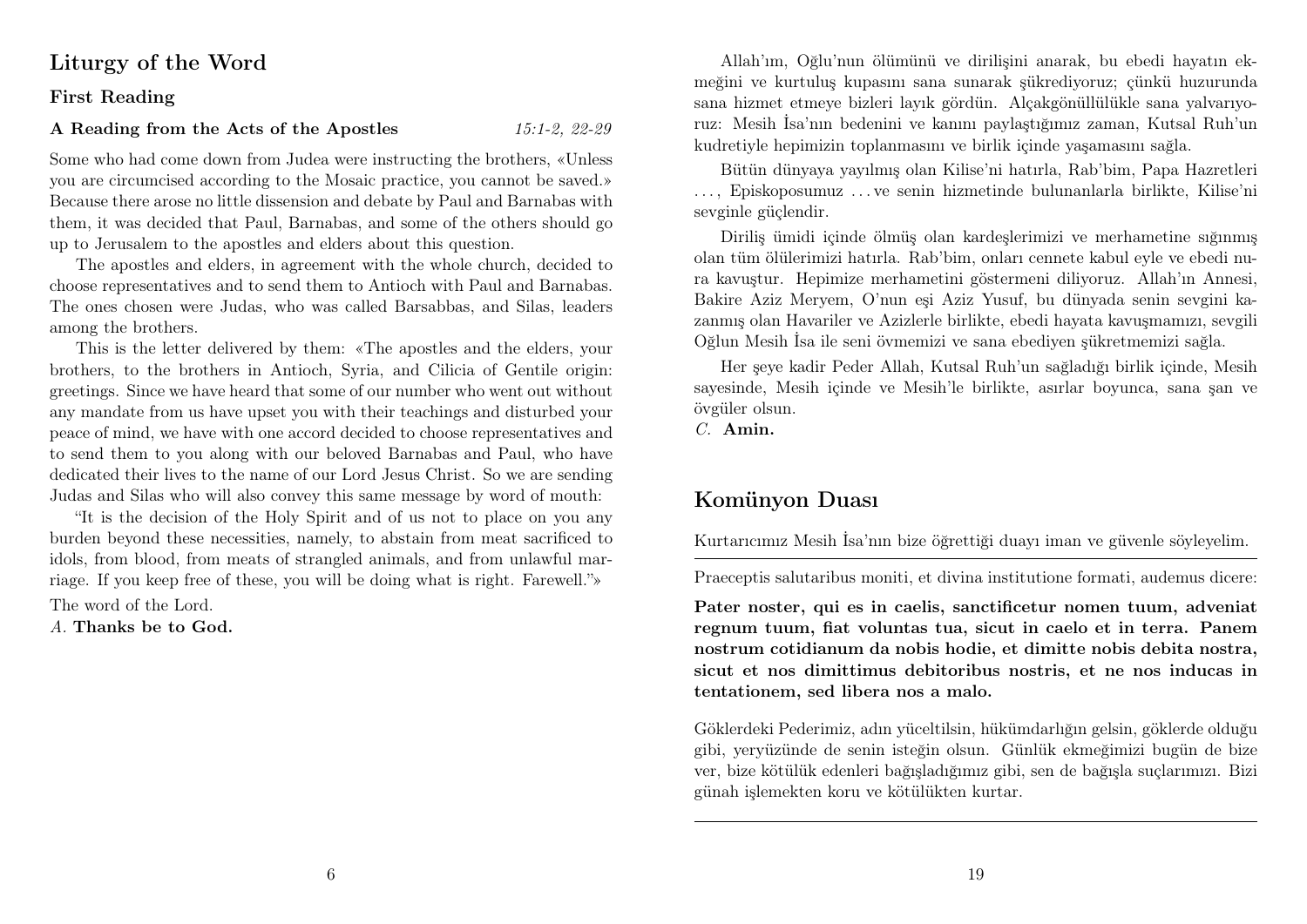## Liturgy of the Word

### First Reading

**A Reading from the Acts of the Apostles** *15:1-2, 22-29*

Some who had come down from Judea were instructing the brothers, «Unless you are circumcised according to the Mosaic practice, you cannot be saved.» Because there arose no little dissension and debate by Paul and Barnabas with them, it was decided that Paul, Barnabas, and some of the others should go up to Jerusalem to the apostles and elders about this question.

The apostles and elders, in agreement with the whole church, decided to choose representatives and to send them to Antioch with Paul and Barnabas. The ones chosen were Judas, who was called Barsabbas, and Silas, leaders among the brothers.

This is the letter delivered by them: «The apostles and the elders, your brothers, to the brothers in Antioch, Syria, and Cilicia of Gentile origin: greetings. Since we have heard that some of our number who went out without any mandate from us have upset you with their teachings and disturbed your peace of mind, we have with one accord decided to choose representatives and to send them to you along with our beloved Barnabas and Paul, who have dedicated their lives to the name of our Lord Jesus Christ. So we are sending Judas and Silas who will also convey this same message by word of mouth:

"It is the decision of the Holy Spirit and of us not to place on you any burden beyond these necessities, namely, to abstain from meat sacrificed to idols, from blood, from meats of strangled animals, and from unlawful marriage. If you keep free of these, you will be doing what is right. Farewell."»

The word of the Lord.
*A.* **Thanks be to God.**

Allah'ım, Oğlu'nun ölümünü ve dirilişini anarak, bu ebedi hayatın ekmeğini ve kurtuluş kupasını sana sunarak şükrediyoruz; çünkü huzurunda sana hizmet etmeye bizleri layık gördün. Alçakgönüllülükle sana yalvarıyoruz: Mesih İsa'nın bedenini ve kanını paylaştığımız zaman, Kutsal Ruh'un kudretiyle hepimizin toplanmasını ve birlik içinde yaşamasını sağla.

Bütün dünyaya yayılmış olan Kilise'ni hatırla, Rab'bim, Papa Hazretleri . . . , Episkoposumuz . . . ve senin hizmetinde bulunanlarla birlikte, Kilise'ni sevginle güçlendir.

Diriliş ümidi içinde ölmüş olan kardeşlerimizi ve merhametine sığınmış olan tüm ölülerimizi hatırla. Rab'bim, onları cennete kabul eyle ve ebedi nura kavuştur. Hepimize merhametini göstermeni diliyoruz. Allah'ın Annesi, Bakire Aziz Meryem, O'nun eşi Aziz Yusuf, bu dünyada senin sevgini kazanmış olan Havariler ve Azizlerle birlikte, ebedi hayata kavuşmamızı, sevgili Oğlun Mesih İsa ile seni övmemizi ve sana ebediyen şükretmemizi sağla.

Her şeye kadir Peder Allah, Kutsal Ruh'un sağladığı birlik içinde, Mesih sayesinde, Mesih içinde ve Mesih'le birlikte, asırlar boyunca, sana şan ve övgüler olsun.
*C.* **Amin.**

## Komünyon Duası

Kurtarıcımız Mesih İsa'nın bize öğrettiği duayı iman ve güvenle söyleyelim.

---

Praeceptis salutaribus moniti, et divina institutione formati, audemus dicere:

**Pater noster, qui es in caelis, sanctificetur nomen tuum, adveniat regnum tuum, fiat voluntas tua, sicut in caelo et in terra. Panem nostrum cotidianum da nobis hodie, et dimitte nobis debita nostra, sicut et nos dimittimus debitoribus nostris, et ne nos inducas in tentationem, sed libera nos a malo.**

Göklerdeki Pederimiz, adın yüceltilsin, hükümdarlığın gelsin, göklerde olduğu gibi, yeryüzünde de senin isteğin olsun. Günlük ekmeğimizi bugün de bize ver, bize kötülük edenleri bağışladığımız gibi, sen de bağışla suçlarımızı. Bizi günah işlemekten koru ve kötülükten kurtar.

---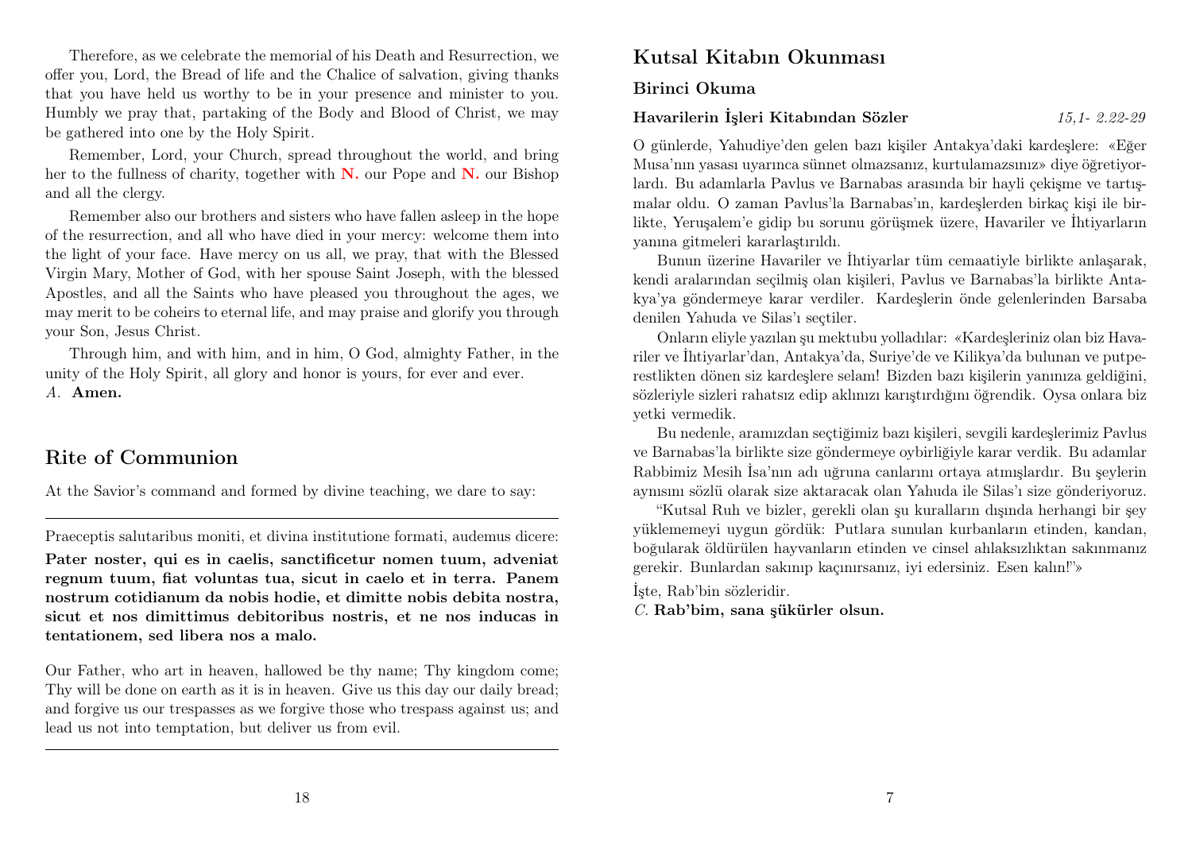Therefore, as we celebrate the memorial of his Death and Resurrection, we offer you, Lord, the Bread of life and the Chalice of salvation, giving thanks that you have held us worthy to be in your presence and minister to you. Humbly we pray that, partaking of the Body and Blood of Christ, we may be gathered into one by the Holy Spirit.

Remember, Lord, your Church, spread throughout the world, and bring her to the fullness of charity, together with **N.** our Pope and **N.** our Bishop and all the clergy.

Remember also our brothers and sisters who have fallen asleep in the hope of the resurrection, and all who have died in your mercy: welcome them into the light of your face. Have mercy on us all, we pray, that with the Blessed Virgin Mary, Mother of God, with her spouse Saint Joseph, with the blessed Apostles, and all the Saints who have pleased you throughout the ages, we may merit to be coheirs to eternal life, and may praise and glorify you through your Son, Jesus Christ.

Through him, and with him, and in him, O God, almighty Father, in the unity of the Holy Spirit, all glory and honor is yours, for ever and ever.
*A.* **Amen.**

## Rite of Communion

At the Savior's command and formed by divine teaching, we dare to say:

---

Praeceptis salutaribus moniti, et divina institutione formati, audemus dicere:

**Pater noster, qui es in caelis, sanctificetur nomen tuum, adveniat regnum tuum, fiat voluntas tua, sicut in caelo et in terra. Panem nostrum cotidianum da nobis hodie, et dimitte nobis debita nostra, sicut et nos dimittimus debitoribus nostris, et ne nos inducas in tentationem, sed libera nos a malo.**

Our Father, who art in heaven, hallowed be thy name; Thy kingdom come; Thy will be done on earth as it is in heaven. Give us this day our daily bread; and forgive us our trespasses as we forgive those who trespass against us; and lead us not into temptation, but deliver us from evil.

---

## Kutsal Kitabın Okunması

### Birinci Okuma

**Havarilerin İşleri Kitabından Sözler** *15,1- 2.22-29*

O günlerde, Yahudiye'den gelen bazı kişiler Antakya'daki kardeşlere: «Eğer Musa'nın yasası uyarınca sünnet olmazsanız, kurtulamazsınız» diye öğretiyorlardı. Bu adamlarla Pavlus ve Barnabas arasında bir hayli çekişme ve tartışmalar oldu. O zaman Pavlus'la Barnabas'ın, kardeşlerden birkaç kişi ile birlikte, Yeruşalem'e gidip bu sorunu görüşmek üzere, Havariler ve İhtiyarların yanına gitmeleri kararlaştırıldı.

Bunun üzerine Havariler ve İhtiyarlar tüm cemaatiyle birlikte anlaşarak, kendi aralarından seçilmiş olan kişileri, Pavlus ve Barnabas'la birlikte Antakya'ya göndermeye karar verdiler. Kardeşlerin önde gelenlerinden Barsaba denilen Yahuda ve Silas'ı seçtiler.

Onların eliyle yazılan şu mektubu yolladılar: «Kardeşleriniz olan biz Havariler ve İhtiyarlar'dan, Antakya'da, Suriye'de ve Kilikya'da bulunan ve putperestlikten dönen siz kardeşlere selam! Bizden bazı kişilerin yanınıza geldiğini, sözleriyle sizleri rahatsız edip aklınızı karıştırdığını öğrendik. Oysa onlara biz yetki vermedik.

Bu nedenle, aramızdan seçtiğimiz bazı kişileri, sevgili kardeşlerimiz Pavlus ve Barnabas'la birlikte size göndermeye oybirliğiyle karar verdik. Bu adamlar Rabbimiz Mesih İsa'nın adı uğruna canlarını ortaya atmışlardır. Bu şeylerin aynısını sözlü olarak size aktaracak olan Yahuda ile Silas'ı size gönderiyoruz.

"Kutsal Ruh ve bizler, gerekli olan şu kuralların dışında herhangi bir şey yüklememeyi uygun gördük: Putlara sunulan kurbanların etinden, kandan, boğularak öldürülen hayvanların etinden ve cinsel ahlaksızlıktan sakınmanız gerekir. Bunlardan sakınıp kaçınırsanız, iyi edersiniz. Esen kalın!"»

İşte, Rab'bin sözleridir.
*C.* **Rab'bim, sana şükürler olsun.**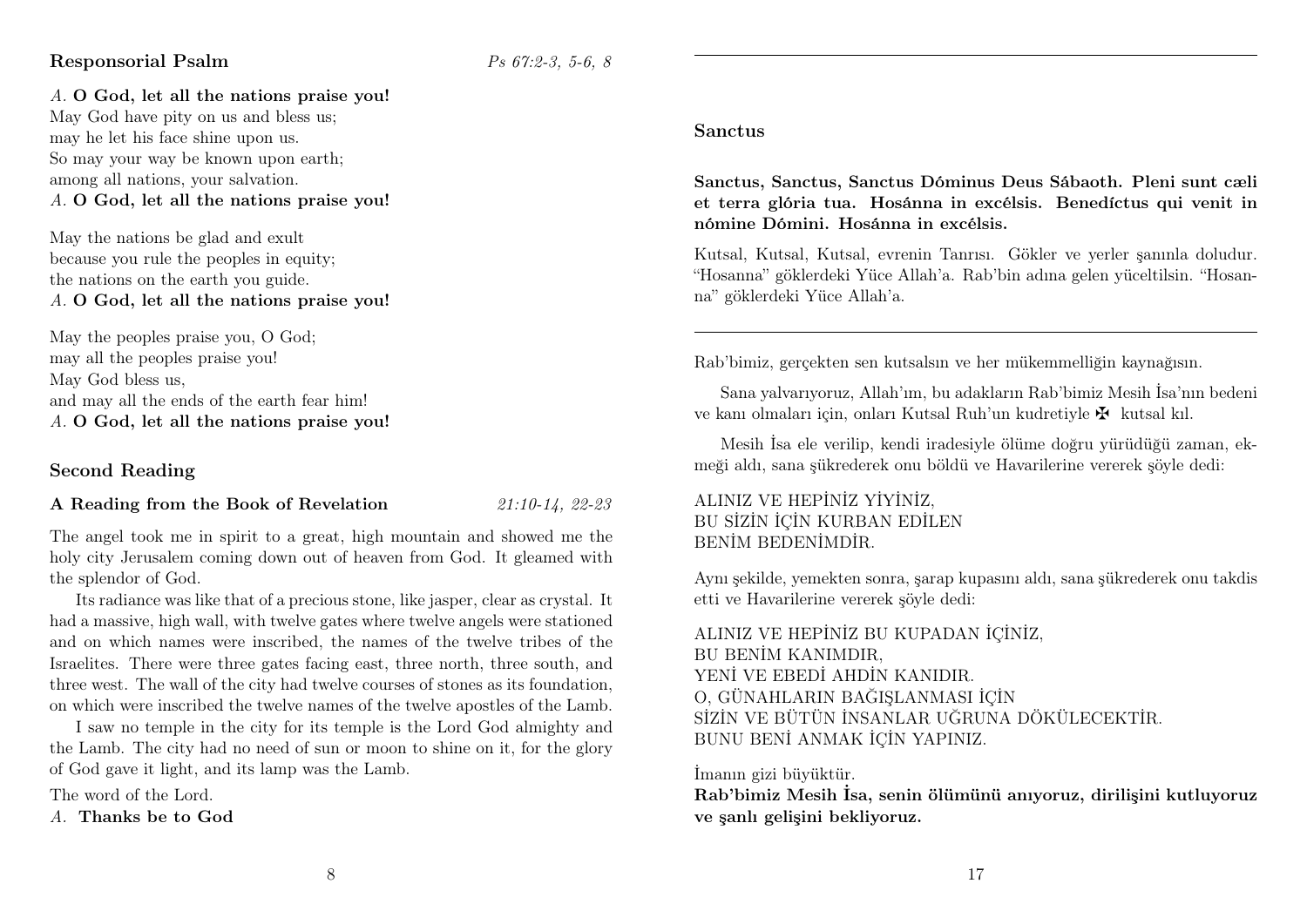### Responsorial Psalm

*Ps 67:2-3, 5-6, 8*

*A.* **O God, let all the nations praise you!**
May God have pity on us and bless us;
may he let his face shine upon us.
So may your way be known upon earth;
among all nations, your salvation.
*A.* **O God, let all the nations praise you!**

May the nations be glad and exult
because you rule the peoples in equity;
the nations on the earth you guide.
*A.* **O God, let all the nations praise you!**

May the peoples praise you, O God;
may all the peoples praise you!
May God bless us,
and may all the ends of the earth fear him!
*A.* **O God, let all the nations praise you!**

### Second Reading

**A Reading from the Book of Revelation** *21:10-14, 22-23*

The angel took me in spirit to a great, high mountain and showed me the holy city Jerusalem coming down out of heaven from God. It gleamed with the splendor of God.

Its radiance was like that of a precious stone, like jasper, clear as crystal. It had a massive, high wall, with twelve gates where twelve angels were stationed and on which names were inscribed, the names of the twelve tribes of the Israelites. There were three gates facing east, three north, three south, and three west. The wall of the city had twelve courses of stones as its foundation, on which were inscribed the twelve names of the twelve apostles of the Lamb.

I saw no temple in the city for its temple is the Lord God almighty and the Lamb. The city had no need of sun or moon to shine on it, for the glory of God gave it light, and its lamp was the Lamb.

The word of the Lord.
*A.* **Thanks be to God**

---

### Sanctus

**Sanctus, Sanctus, Sanctus Dóminus Deus Sábaoth. Pleni sunt cæli et terra glória tua. Hosánna in excélsis. Benedíctus qui venit in nómine Dómini. Hosánna in excélsis.**

Kutsal, Kutsal, Kutsal, evrenin Tanrısı. Gökler ve yerler şanınla doludur. “Hosanna” göklerdeki Yüce Allah’a. Rab’bin adına gelen yüceltilsin. “Hosanna” göklerdeki Yüce Allah’a.

---

Rab’bimiz, gerçekten sen kutsalsın ve her mükemmelliğin kaynağısın.

Sana yalvarıyoruz, Allah’ım, bu adakların Rab’bimiz Mesih İsa’nın bedeni ve kanı olmaları için, onları Kutsal Ruh’un kudretiyle ✠ kutsal kıl.

Mesih İsa ele verilip, kendi iradesiyle ölüme doğru yürüdüğü zaman, ekmeği aldı, sana şükrederek onu böldü ve Havarilerine vererek şöyle dedi:

ALINIZ VE HEPİNİZ YİYİNİZ,
BU SİZİN İÇİN KURBAN EDİLEN
BENİM BEDENİMDİR.

Aynı şekilde, yemekten sonra, şarap kupasını aldı, sana şükrederek onu takdis etti ve Havarilerine vererek şöyle dedi:

ALINIZ VE HEPİNİZ BU KUPADAN İÇİNİZ,
BU BENİM KANIMDIR,
YENİ VE EBEDİ AHDİN KANIDIR.
O, GÜNAHLARIN BAĞIŞLANMASI İÇİN
SİZİN VE BÜTÜN İNSANLAR UĞRUNA DÖKÜLECEKTİR.
BUNU BENİ ANMAK İÇİN YAPINIZ.

İmanın gizi büyüktür.
**Rab’bimiz Mesih İsa, senin ölümünü anıyoruz, dirilişini kutluyoruz ve şanlı gelişini bekliyoruz.**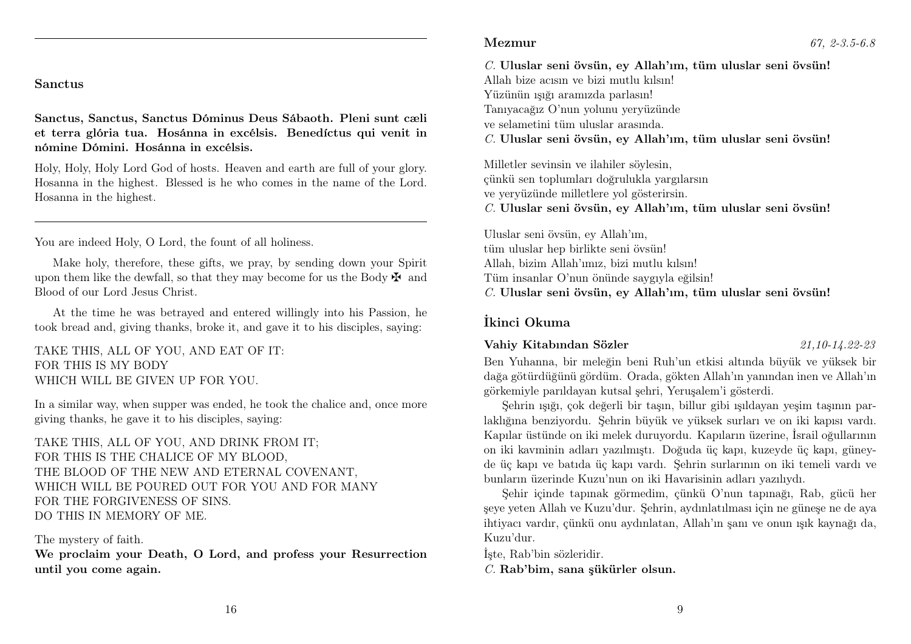## Sanctus

**Sanctus, Sanctus, Sanctus Dóminus Deus Sábaoth. Pleni sunt cæli et terra glória tua. Hosánna in excélsis. Benedíctus qui venit in nómine Dómini. Hosánna in excélsis.**

Holy, Holy, Holy Lord God of hosts. Heaven and earth are full of your glory. Hosanna in the highest. Blessed is he who comes in the name of the Lord. Hosanna in the highest.

---

You are indeed Holy, O Lord, the fount of all holiness.

Make holy, therefore, these gifts, we pray, by sending down your Spirit upon them like the dewfall, so that they may become for us the Body ✠ and Blood of our Lord Jesus Christ.

At the time he was betrayed and entered willingly into his Passion, he took bread and, giving thanks, broke it, and gave it to his disciples, saying:

TAKE THIS, ALL OF YOU, AND EAT OF IT:
FOR THIS IS MY BODY
WHICH WILL BE GIVEN UP FOR YOU.

In a similar way, when supper was ended, he took the chalice and, once more giving thanks, he gave it to his disciples, saying:

TAKE THIS, ALL OF YOU, AND DRINK FROM IT;
FOR THIS IS THE CHALICE OF MY BLOOD,
THE BLOOD OF THE NEW AND ETERNAL COVENANT,
WHICH WILL BE POURED OUT FOR YOU AND FOR MANY
FOR THE FORGIVENESS OF SINS.
DO THIS IN MEMORY OF ME.

The mystery of faith.
**We proclaim your Death, O Lord, and profess your Resurrection until you come again.**

### Mezmur *67, 2-3.5-6.8*

*C.* **Uluslar seni övsün, ey Allah'ım, tüm uluslar seni övsün!**
Allah bize acısın ve bizi mutlu kılsın!
Yüzünün ışığı aramızda parlasın!
Tanıyacağız O'nun yolunu yeryüzünde
ve selametini tüm uluslar arasında.
*C.* **Uluslar seni övsün, ey Allah'ım, tüm uluslar seni övsün!**

Milletler sevinsin ve ilahiler söylesin,
çünkü sen toplumları doğrulukla yargılarsın
ve yeryüzünde milletlere yol gösterirsin.
*C.* **Uluslar seni övsün, ey Allah'ım, tüm uluslar seni övsün!**

Uluslar seni övsün, ey Allah'ım,
tüm uluslar hep birlikte seni övsün!
Allah, bizim Allah'ımız, bizi mutlu kılsın!
Tüm insanlar O'nun önünde saygıyla eğilsin!
*C.* **Uluslar seni övsün, ey Allah'ım, tüm uluslar seni övsün!**

## İkinci Okuma

### Vahiy Kitabından Sözler *21,10-14.22-23*

Ben Yuhanna, bir meleğin beni Ruh'un etkisi altında büyük ve yüksek bir dağa götürdüğünü gördüm. Orada, gökten Allah'ın yanından inen ve Allah'ın görkemiyle parıldayan kutsal şehri, Yeruşalem'i gösterdi.

Şehrin ışığı, çok değerli bir taşın, billur gibi ışıldayan yeşim taşının parlaklığına benziyordu. Şehrin büyük ve yüksek surları ve on iki kapısı vardı. Kapılar üstünde on iki melek duruyordu. Kapıların üzerine, İsrail oğullarının on iki kavminin adları yazılmıştı. Doğuda üç kapı, kuzeyde üç kapı, güneyde üç kapı ve batıda üç kapı vardı. Şehrin surlarının on iki temeli vardı ve bunların üzerinde Kuzu'nun on iki Havarisinin adları yazılıydı.

Şehir içinde tapınak görmedim, çünkü O'nun tapınağı, Rab, gücü her şeye yeten Allah ve Kuzu'dur. Şehrin, aydınlatılması için ne güneşe ne de aya ihtiyacı vardır, çünkü onu aydınlatan, Allah'ın şanı ve onun ışık kaynağı da, Kuzu'dur.

İşte, Rab'bin sözleridir.
*C.* **Rab'bim, sana şükürler olsun.**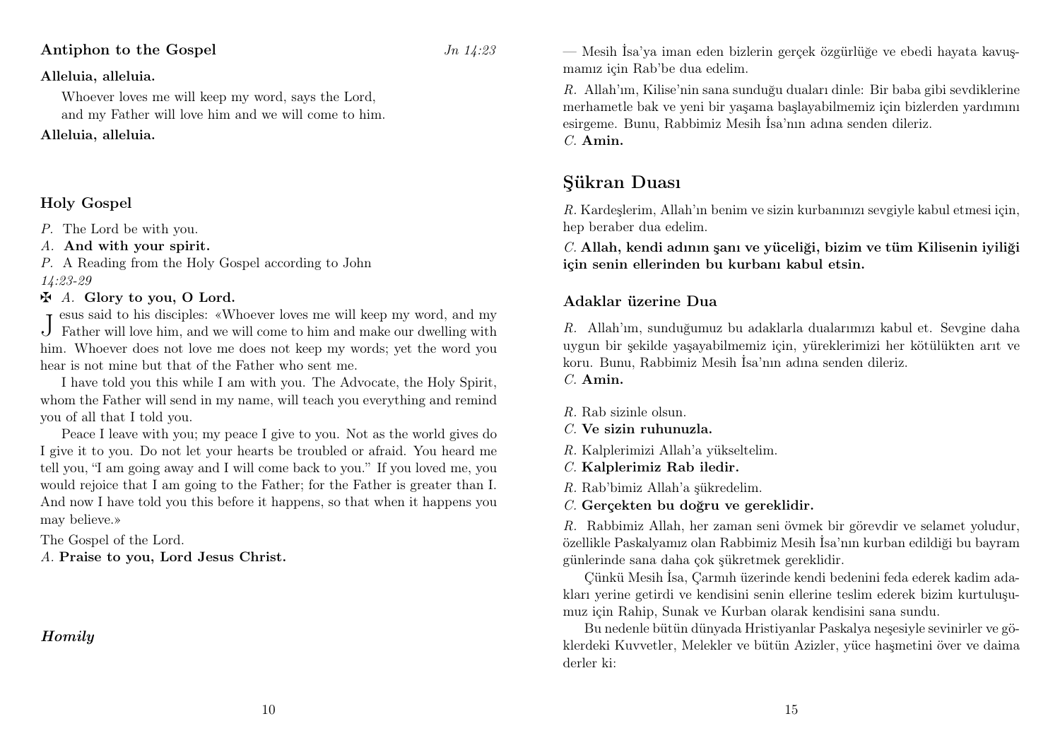**Antiphon to the Gospel** *Jn 14:23*

**Alleluia, alleluia.**

Whoever loves me will keep my word, says the Lord,
and my Father will love him and we will come to him.

**Alleluia, alleluia.**

### Holy Gospel

*P.* The Lord be with you.

*A.* **And with your spirit.**

*P.* A Reading from the Holy Gospel according to John
*14:23-29*

✠ *A.* **Glory to you, O Lord.**

Jesus said to his disciples: «Whoever loves me will keep my word, and my Father will love him, and we will come to him and make our dwelling with him. Whoever does not love me does not keep my words; yet the word you hear is not mine but that of the Father who sent me.

I have told you this while I am with you. The Advocate, the Holy Spirit, whom the Father will send in my name, will teach you everything and remind you of all that I told you.

Peace I leave with you; my peace I give to you. Not as the world gives do I give it to you. Do not let your hearts be troubled or afraid. You heard me tell you, "I am going away and I will come back to you." If you loved me, you would rejoice that I am going to the Father; for the Father is greater than I. And now I have told you this before it happens, so that when it happens you may believe.»

The Gospel of the Lord.

*A.* **Praise to you, Lord Jesus Christ.**

### ***Homily***

— Mesih İsa'ya iman eden bizlerin gerçek özgürlüğe ve ebedi hayata kavuşmamız için Rab'be dua edelim.

*R.* Allah'ım, Kilise'nin sana sunduğu duaları dinle: Bir baba gibi sevdiklerine merhametle bak ve yeni bir yaşama başlayabilmemiz için bizlerden yardımını esirgeme. Bunu, Rabbimiz Mesih İsa'nın adına senden dileriz.
*C.* **Amin.**

## Şükran Duası

*R.* Kardeşlerim, Allah'ın benim ve sizin kurbanınızı sevgiyle kabul etmesi için, hep beraber dua edelim.

*C.* **Allah, kendi adının şanı ve yüceliği, bizim ve tüm Kilisenin iyiliği için senin ellerinden bu kurbanı kabul etsin.**

### Adaklar üzerine Dua

*R.* Allah'ım, sunduğumuz bu adaklarla dualarımızı kabul et. Sevgine daha uygun bir şekilde yaşayabilmemiz için, yüreklerimizi her kötülükten arıt ve koru. Bunu, Rabbimiz Mesih İsa'nın adına senden dileriz.
*C.* **Amin.**

*R.* Rab sizinle olsun.

*C.* **Ve sizin ruhunuzla.**

*R.* Kalplerimizi Allah'a yükseltelim.

*C.* **Kalplerimiz Rab iledir.**

*R.* Rab'bimiz Allah'a şükredelim.

*C.* **Gerçekten bu doğru ve gereklidir.**

*R.* Rabbimiz Allah, her zaman seni övmek bir görevdir ve selamet yoludur, özellikle Paskalyamız olan Rabbimiz Mesih İsa'nın kurban edildiği bu bayram günlerinde sana daha çok şükretmek gereklidir.

Çünkü Mesih İsa, Çarmıh üzerinde kendi bedenini feda ederek kadim adakları yerine getirdi ve kendisini senin ellerine teslim ederek bizim kurtuluşumuz için Rahip, Sunak ve Kurban olarak kendisini sana sundu.

Bu nedenle bütün dünyada Hristiyanlar Paskalya neşesiyle sevinirler ve göklerdeki Kuvvetler, Melekler ve bütün Azizler, yüce haşmetini över ve daima derler ki: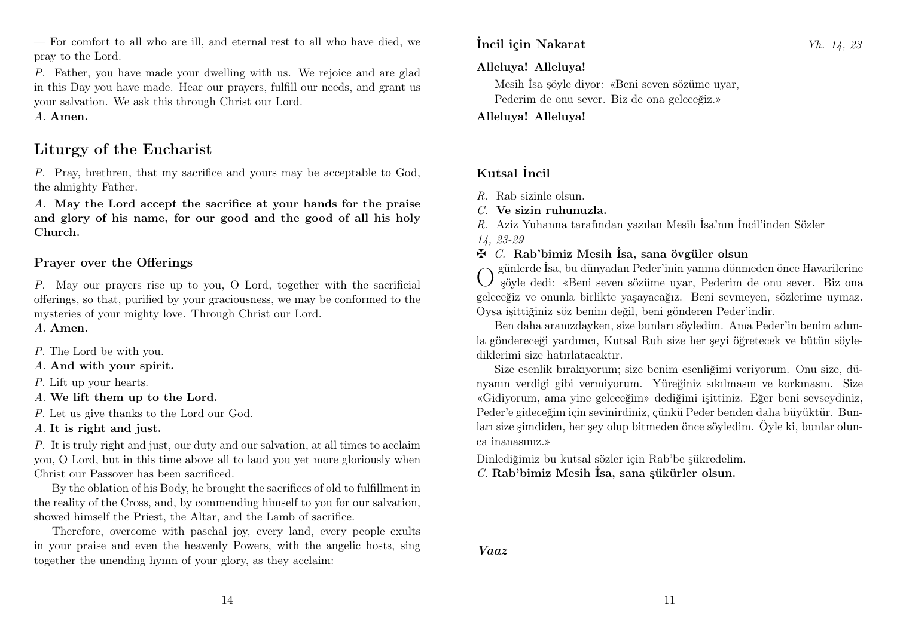— For comfort to all who are ill, and eternal rest to all who have died, we pray to the Lord.

*P.* Father, you have made your dwelling with us. We rejoice and are glad in this Day you have made. Hear our prayers, fulfill our needs, and grant us your salvation. We ask this through Christ our Lord.

*A.* **Amen.**

## Liturgy of the Eucharist

*P.* Pray, brethren, that my sacrifice and yours may be acceptable to God, the almighty Father.

*A.* **May the Lord accept the sacrifice at your hands for the praise and glory of his name, for our good and the good of all his holy Church.**

### Prayer over the Offerings

*P.* May our prayers rise up to you, O Lord, together with the sacrificial offerings, so that, purified by your graciousness, we may be conformed to the mysteries of your mighty love. Through Christ our Lord.

*A.* **Amen.**

*P.* The Lord be with you.

*A.* **And with your spirit.**

*P.* Lift up your hearts.

*A.* **We lift them up to the Lord.**

*P.* Let us give thanks to the Lord our God.

*A.* **It is right and just.**

*P.* It is truly right and just, our duty and our salvation, at all times to acclaim you, O Lord, but in this time above all to laud you yet more gloriously when Christ our Passover has been sacrificed.

By the oblation of his Body, he brought the sacrifices of old to fulfillment in the reality of the Cross, and, by commending himself to you for our salvation, showed himself the Priest, the Altar, and the Lamb of sacrifice.

Therefore, overcome with paschal joy, every land, every people exults in your praise and even the heavenly Powers, with the angelic hosts, sing together the unending hymn of your glory, as they acclaim:

### İncil için Nakarat

*Yh. 14, 23*

**Alleluya! Alleluya!**

Mesih İsa şöyle diyor: «Beni seven sözüme uyar,
Pederim de onu sever. Biz de ona geleceğiz.»

**Alleluya! Alleluya!**

### Kutsal İncil

*R.* Rab sizinle olsun.

*C.* **Ve sizin ruhunuzla.**

*R.* Aziz Yuhanna tarafından yazılan Mesih İsa'nın İncil'inden Sözler
*14, 23-29*

✠ *C.* **Rab'bimiz Mesih İsa, sana övgüler olsun**

O günlerde İsa, bu dünyadan Peder'inin yanına dönmeden önce Havarilerine şöyle dedi: «Beni seven sözüme uyar, Pederim de onu sever. Biz ona geleceğiz ve onunla birlikte yaşayacağız. Beni sevmeyen, sözlerime uymaz. Oysa işittiğiniz söz benim değil, beni gönderen Peder'indir.

Ben daha aranızdayken, size bunları söyledim. Ama Peder'in benim adımla göndereceği yardımcı, Kutsal Ruh size her şeyi öğretecek ve bütün söylediklerimi size hatırlatacaktır.

Size esenlik bırakıyorum; size benim esenliğimi veriyorum. Onu size, dünyanın verdiği gibi vermiyorum. Yüreğiniz sıkılmasın ve korkmasın. Size «Gidiyorum, ama yine geleceğim» dediğimi işittiniz. Eğer beni sevseydiniz, Peder'e gideceğim için sevinirdiniz, çünkü Peder benden daha büyüktür. Bunları size şimdiden, her şey olup bitmeden önce söyledim. Öyle ki, bunlar olunca inanasınız.»

Dinlediğimiz bu kutsal sözler için Rab'be şükredelim.

*C.* **Rab'bimiz Mesih İsa, sana şükürler olsun.**

***Vaaz***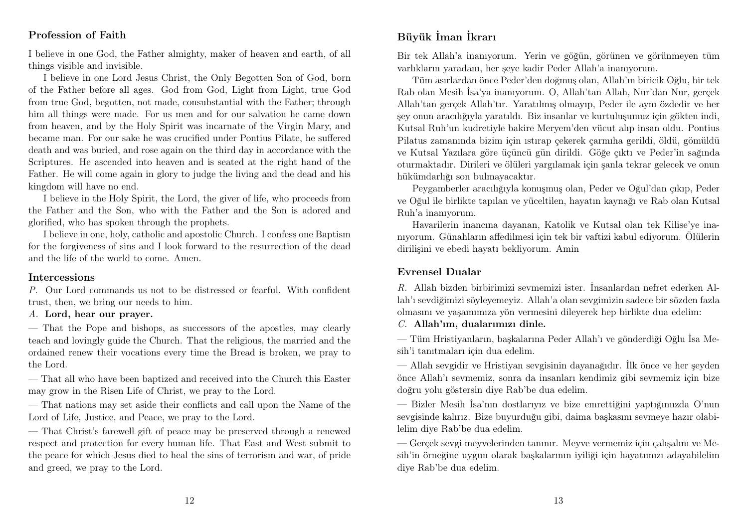### Profession of Faith

I believe in one God, the Father almighty, maker of heaven and earth, of all things visible and invisible.

I believe in one Lord Jesus Christ, the Only Begotten Son of God, born of the Father before all ages. God from God, Light from Light, true God from true God, begotten, not made, consubstantial with the Father; through him all things were made. For us men and for our salvation he came down from heaven, and by the Holy Spirit was incarnate of the Virgin Mary, and became man. For our sake he was crucified under Pontius Pilate, he suffered death and was buried, and rose again on the third day in accordance with the Scriptures. He ascended into heaven and is seated at the right hand of the Father. He will come again in glory to judge the living and the dead and his kingdom will have no end.

I believe in the Holy Spirit, the Lord, the giver of life, who proceeds from the Father and the Son, who with the Father and the Son is adored and glorified, who has spoken through the prophets.

I believe in one, holy, catholic and apostolic Church. I confess one Baptism for the forgiveness of sins and I look forward to the resurrection of the dead and the life of the world to come. Amen.

### Intercessions

*P.* Our Lord commands us not to be distressed or fearful. With confident trust, then, we bring our needs to him.

*A.* **Lord, hear our prayer.**

— That the Pope and bishops, as successors of the apostles, may clearly teach and lovingly guide the Church. That the religious, the married and the ordained renew their vocations every time the Bread is broken, we pray to the Lord.

— That all who have been baptized and received into the Church this Easter may grow in the Risen Life of Christ, we pray to the Lord.

— That nations may set aside their conflicts and call upon the Name of the Lord of Life, Justice, and Peace, we pray to the Lord.

— That Christ's farewell gift of peace may be preserved through a renewed respect and protection for every human life. That East and West submit to the peace for which Jesus died to heal the sins of terrorism and war, of pride and greed, we pray to the Lord.

### Büyük İman İkrarı

Bir tek Allah'a inanıyorum. Yerin ve göğün, görünen ve görünmeyen tüm varlıkların yaradanı, her şeye kadir Peder Allah'a inanıyorum.

Tüm asırlardan önce Peder'den doğmuş olan, Allah'ın biricik Oğlu, bir tek Rab olan Mesih İsa'ya inanıyorum. O, Allah'tan Allah, Nur'dan Nur, gerçek Allah'tan gerçek Allah'tır. Yaratılmış olmayıp, Peder ile aynı özdedir ve her şey onun aracılığıyla yaratıldı. Biz insanlar ve kurtuluşumuz için gökten indi, Kutsal Ruh'un kudretiyle bakire Meryem'den vücut alıp insan oldu. Pontius Pilatus zamanında bizim için ıstırap çekerek çarmıha gerildi, öldü, gömüldü ve Kutsal Yazılara göre üçüncü gün dirildi. Göğe çıktı ve Peder'in sağında oturmaktadır. Dirileri ve ölüleri yargılamak için şanla tekrar gelecek ve onun hükümdarlığı son bulmayacaktır.

Peygamberler aracılığıyla konuşmuş olan, Peder ve Oğul'dan çıkıp, Peder ve Oğul ile birlikte tapılan ve yüceltilen, hayatın kaynağı ve Rab olan Kutsal Ruh'a inanıyorum.

Havarilerin inancına dayanan, Katolik ve Kutsal olan tek Kilise'ye inanıyorum. Günahların affedilmesi için tek bir vaftizi kabul ediyorum. Ölülerin dirilişini ve ebedi hayatı bekliyorum. Amin

### Evrensel Dualar

*R.* Allah bizden birbirimizi sevmemizi ister. İnsanlardan nefret ederken Allah'ı sevdiğimizi söyleyemeyiz. Allah'a olan sevgimizin sadece bir sözden fazla olmasını ve yaşamımıza yön vermesini dileyerek hep birlikte dua edelim:

*C.* **Allah'ım, dualarımızı dinle.**

— Tüm Hristiyanların, başkalarına Peder Allah'ı ve gönderdiği Oğlu İsa Mesih'i tanıtmaları için dua edelim.

— Allah sevgidir ve Hristiyan sevgisinin dayanağıdır. İlk önce ve her şeyden önce Allah'ı sevmemiz, sonra da insanları kendimiz gibi sevmemiz için bize doğru yolu göstersin diye Rab'be dua edelim.

— Bizler Mesih İsa'nın dostlarıyız ve bize emrettiğini yaptığımızda O'nun sevgisinde kalırız. Bize buyurduğu gibi, daima başkasını sevmeye hazır olabilelim diye Rab'be dua edelim.

— Gerçek sevgi meyvelerinden tanınır. Meyve vermemiz için çalışalım ve Mesih'in örneğine uygun olarak başkalarının iyiliği için hayatımızı adayabilelim diye Rab'be dua edelim.